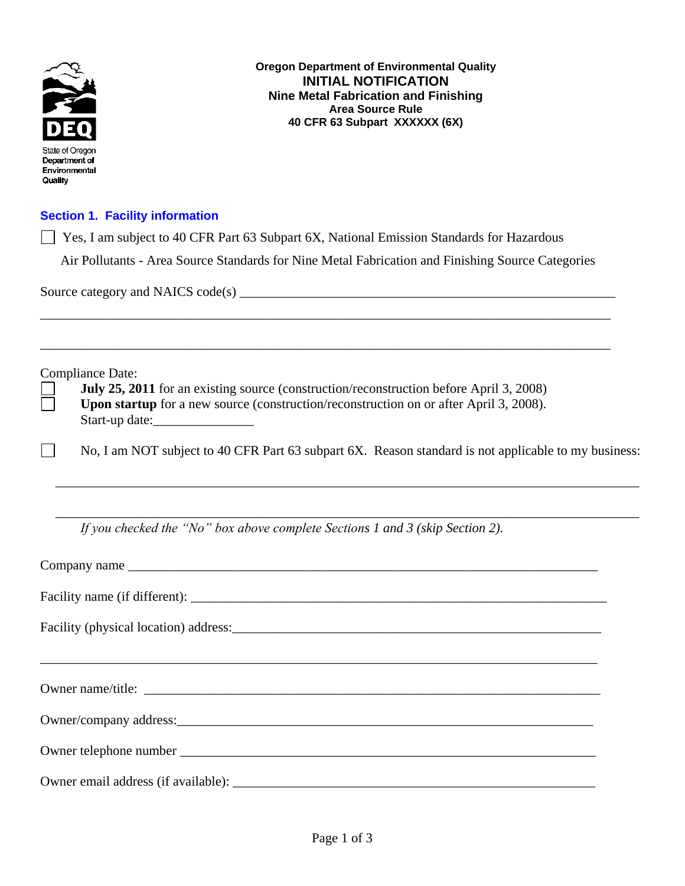State of Oregon Department of Environmental Quality

**Oregon Department of Environmental Quality**
# INITIAL NOTIFICATION
**Nine Metal Fabrication and Finishing**
**Area Source Rule**
**40 CFR 63 Subpart XXXXXX (6X)**

## Section 1. Facility information

☐ Yes, I am subject to 40 CFR Part 63 Subpart 6X, National Emission Standards for Hazardous Air Pollutants - Area Source Standards for Nine Metal Fabrication and Finishing Source Categories

Source category and NAICS code(s) ____________________________________________________________

______________________________________________________________________________________

______________________________________________________________________________________

Compliance Date:

☐ **July 25, 2011** for an existing source (construction/reconstruction before April 3, 2008)

☐ **Upon startup** for a new source (construction/reconstruction on or after April 3, 2008). Start-up date:_______________

☐ No, I am NOT subject to 40 CFR Part 63 subpart 6X. Reason standard is not applicable to my business:

______________________________________________________________________________________

______________________________________________________________________________________

*If you checked the "No" box above complete Sections 1 and 3 (skip Section 2).*

Company name ___________________________________________________________________________

Facility name (if different): ______________________________________________________________

Facility (physical location) address:________________________________________________________

______________________________________________________________________________________

Owner name/title: ________________________________________________________________________

Owner/company address:___________________________________________________________________

Owner telephone number __________________________________________________________________

Owner email address (if available): _________________________________________________________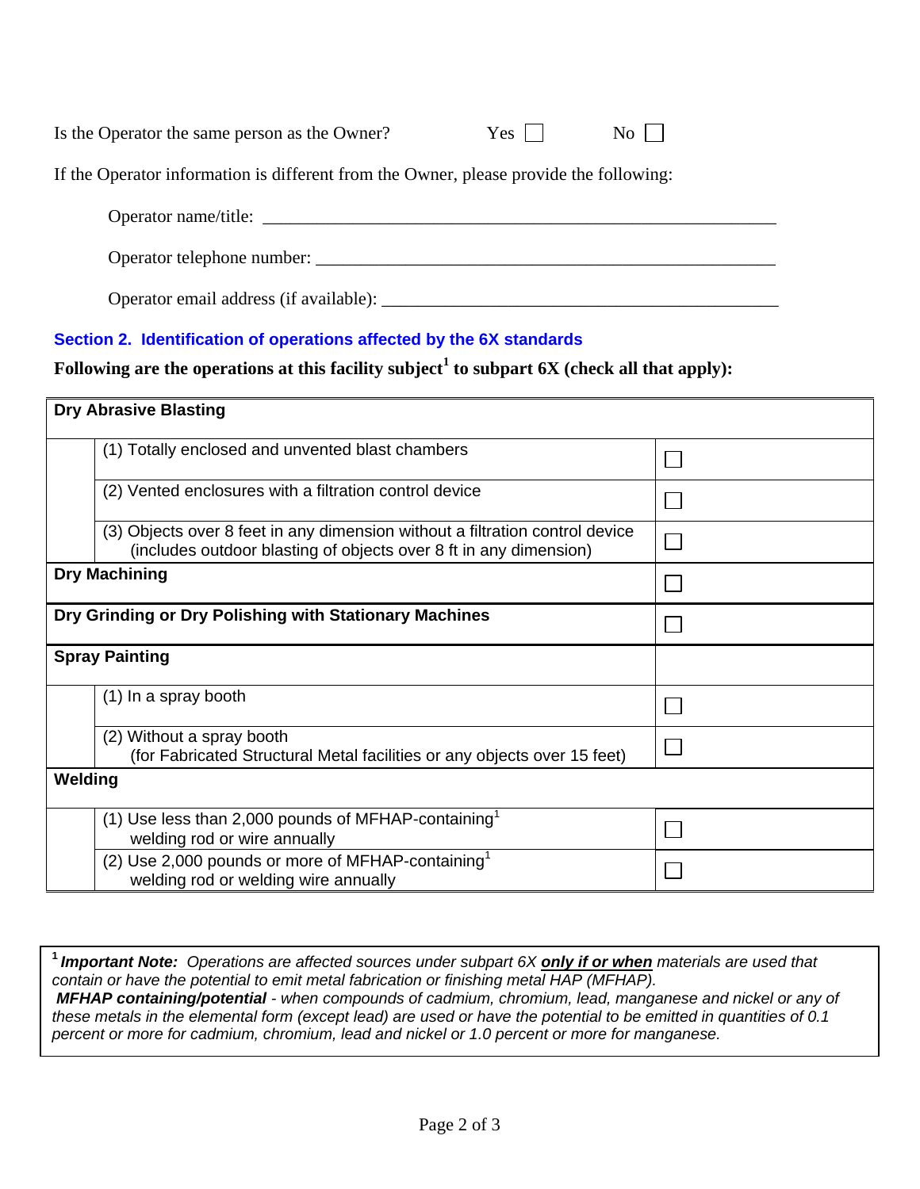Is the Operator the same person as the Owner? Yes ☐ No ☐

If the Operator information is different from the Owner, please provide the following:

Operator name/title: \_\_\_\_\_\_\_\_\_\_\_\_\_\_\_\_\_\_\_\_\_\_\_\_\_\_\_\_\_\_\_\_\_\_\_\_\_\_\_\_\_\_\_\_\_\_\_\_\_\_\_\_\_\_\_\_

Operator telephone number: \_\_\_\_\_\_\_\_\_\_\_\_\_\_\_\_\_\_\_\_\_\_\_\_\_\_\_\_\_\_\_\_\_\_\_\_\_\_\_\_\_\_\_\_\_\_\_\_\_\_\_

Operator email address (if available): \_\_\_\_\_\_\_\_\_\_\_\_\_\_\_\_\_\_\_\_\_\_\_\_\_\_\_\_\_\_\_\_\_\_\_\_\_\_\_\_\_\_\_\_

## Section 2. Identification of operations affected by the 6X standards

**Following are the operations at this facility subject[1] to subpart 6X (check all that apply):**

| | | |
|---|---|---|
| **Dry Abrasive Blasting** | | |
| | (1) Totally enclosed and unvented blast chambers | ☐ |
| | (2) Vented enclosures with a filtration control device | ☐ |
| | (3) Objects over 8 feet in any dimension without a filtration control device (includes outdoor blasting of objects over 8 ft in any dimension) | ☐ |
| **Dry Machining** | | ☐ |
| **Dry Grinding or Dry Polishing with Stationary Machines** | | ☐ |
| **Spray Painting** | | |
| | (1) In a spray booth | ☐ |
| | (2) Without a spray booth (for Fabricated Structural Metal facilities or any objects over 15 feet) | ☐ |
| **Welding** | | |
| | (1) Use less than 2,000 pounds of MFHAP-containing[1] welding rod or wire annually | ☐ |
| | (2) Use 2,000 pounds or more of MFHAP-containing[1] welding rod or welding wire annually | ☐ |

[1] ***Important Note:*** *Operations are affected sources under subpart 6X* ***only if or when*** *materials are used that contain or have the potential to emit metal fabrication or finishing metal HAP (MFHAP).*
***MFHAP containing/potential*** *- when compounds of cadmium, chromium, lead, manganese and nickel or any of these metals in the elemental form (except lead) are used or have the potential to be emitted in quantities of 0.1 percent or more for cadmium, chromium, lead and nickel or 1.0 percent or more for manganese.*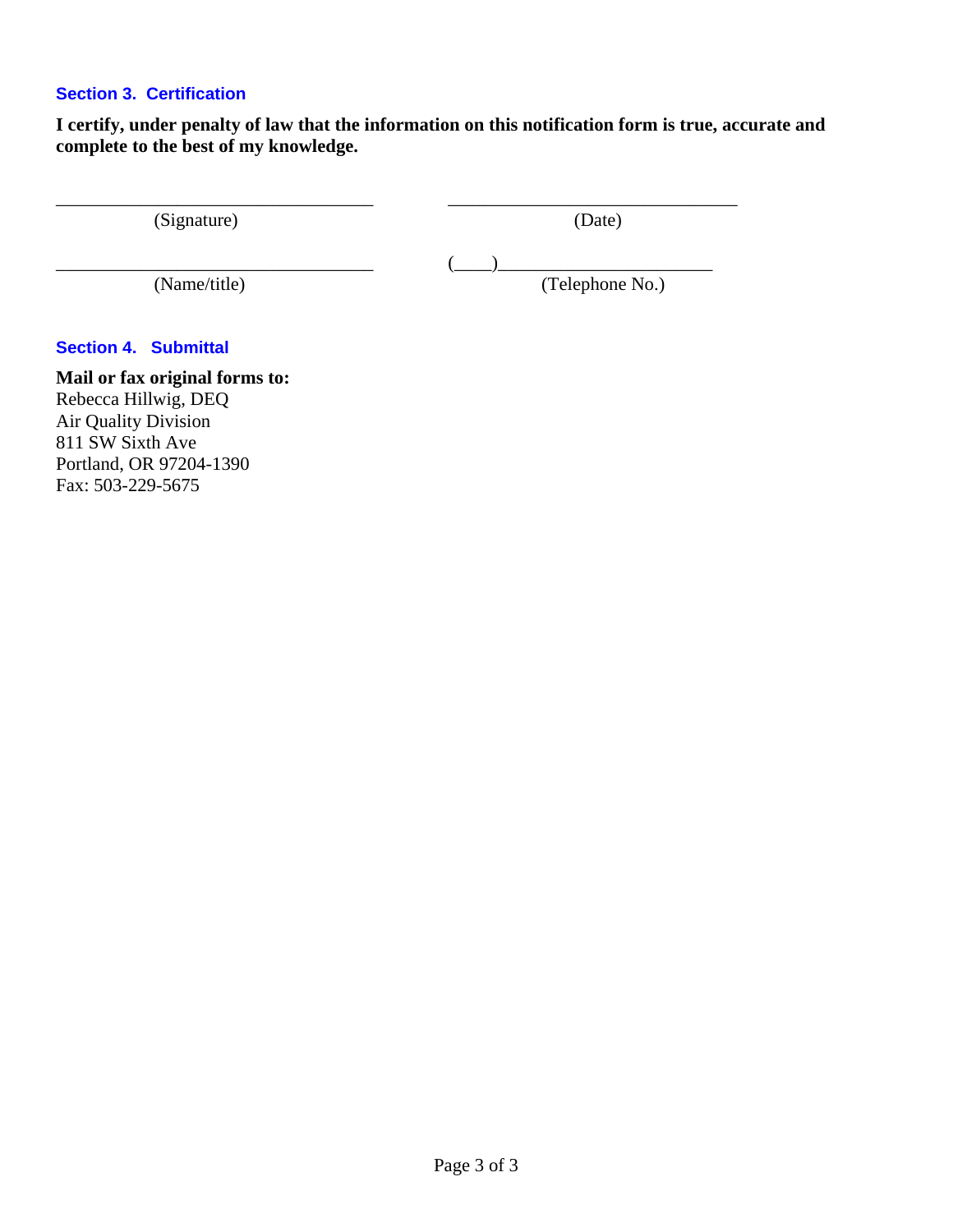### Section 3. Certification

**I certify, under penalty of law that the information on this notification form is true, accurate and complete to the best of my knowledge.**

___________________________________ (Signature)

________________________________ (Date)

___________________________________ (Name/title)

(____)______________________ (Telephone No.)

### Section 4. Submittal

**Mail or fax original forms to:**
Rebecca Hillwig, DEQ
Air Quality Division
811 SW Sixth Ave
Portland, OR 97204-1390
Fax: 503-229-5675